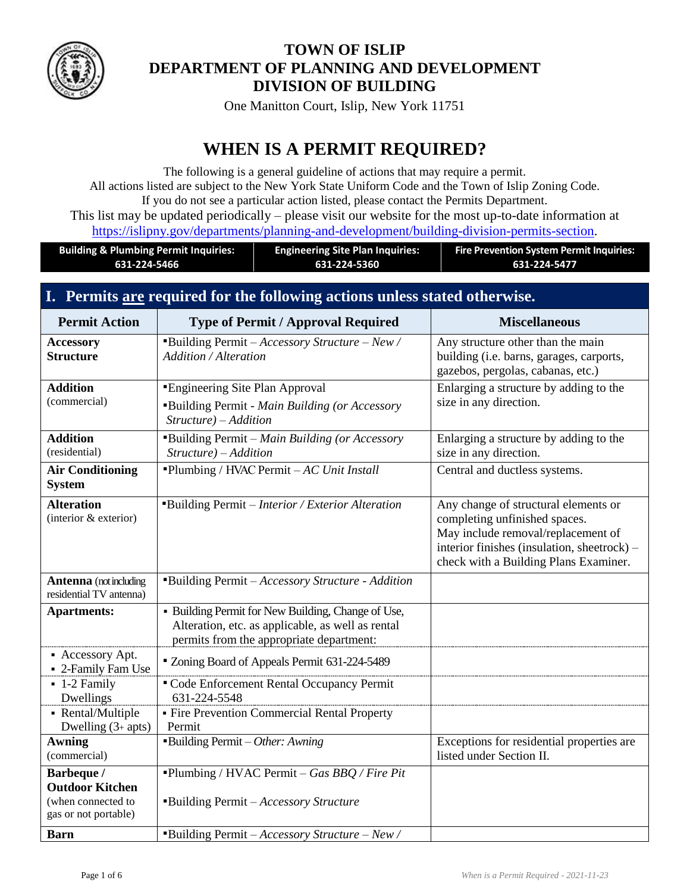# TOWN OF ISLIP
## DEPARTMENT OF PLANNING AND DEVELOPMENT
## DIVISION OF BUILDING

One Manitton Court, Islip, New York 11751

# WHEN IS A PERMIT REQUIRED?

The following is a general guideline of actions that may require a permit.
All actions listed are subject to the New York State Uniform Code and the Town of Islip Zoning Code.
If you do not see a particular action listed, please contact the Permits Department.
This list may be updated periodically – please visit our website for the most up-to-date information at https://islipny.gov/departments/planning-and-development/building-division-permits-section.

| Building & Plumbing Permit Inquiries: 631-224-5466 | Engineering Site Plan Inquiries: 631-224-5360 | Fire Prevention System Permit Inquiries: 631-224-5477 |
|---|---|---|

## I. Permits <u>are</u> required for the following actions unless stated otherwise.

| Permit Action | Type of Permit / Approval Required | Miscellaneous |
|---|---|---|
| **Accessory Structure** | ▪Building Permit – *Accessory Structure – New / Addition / Alteration* | Any structure other than the main building (i.e. barns, garages, carports, gazebos, pergolas, cabanas, etc.) |
| **Addition** (commercial) | ▪Engineering Site Plan Approval<br>▪Building Permit - *Main Building (or Accessory Structure) – Addition* | Enlarging a structure by adding to the size in any direction. |
| **Addition** (residential) | ▪Building Permit – *Main Building (or Accessory Structure) – Addition* | Enlarging a structure by adding to the size in any direction. |
| **Air Conditioning System** | ▪Plumbing / HVAC Permit – *AC Unit Install* | Central and ductless systems. |
| **Alteration** (interior & exterior) | ▪Building Permit – *Interior / Exterior Alteration* | Any change of structural elements or completing unfinished spaces. May include removal/replacement of interior finishes (insulation, sheetrock) – check with a Building Plans Examiner. |
| **Antenna** (not including residential TV antenna) | ▪Building Permit – *Accessory Structure - Addition* | |
| **Apartments:** | ▪ Building Permit for New Building, Change of Use, Alteration, etc. as applicable, as well as rental permits from the appropriate department: | |
| ▪ Accessory Apt.<br>▪ 2-Family Fam Use | ▪ Zoning Board of Appeals Permit 631-224-5489 | |
| ▪ 1-2 Family Dwellings | ▪ Code Enforcement Rental Occupancy Permit 631-224-5548 | |
| ▪ Rental/Multiple Dwelling (3+ apts) | ▪ Fire Prevention Commercial Rental Property Permit | |
| **Awning** (commercial) | ▪Building Permit – *Other: Awning* | Exceptions for residential properties are listed under Section II. |
| **Barbeque / Outdoor Kitchen** (when connected to gas or not portable) | ▪Plumbing / HVAC Permit – *Gas BBQ / Fire Pit*<br>▪Building Permit – *Accessory Structure* | |
| **Barn** | ▪Building Permit – *Accessory Structure – New /* | |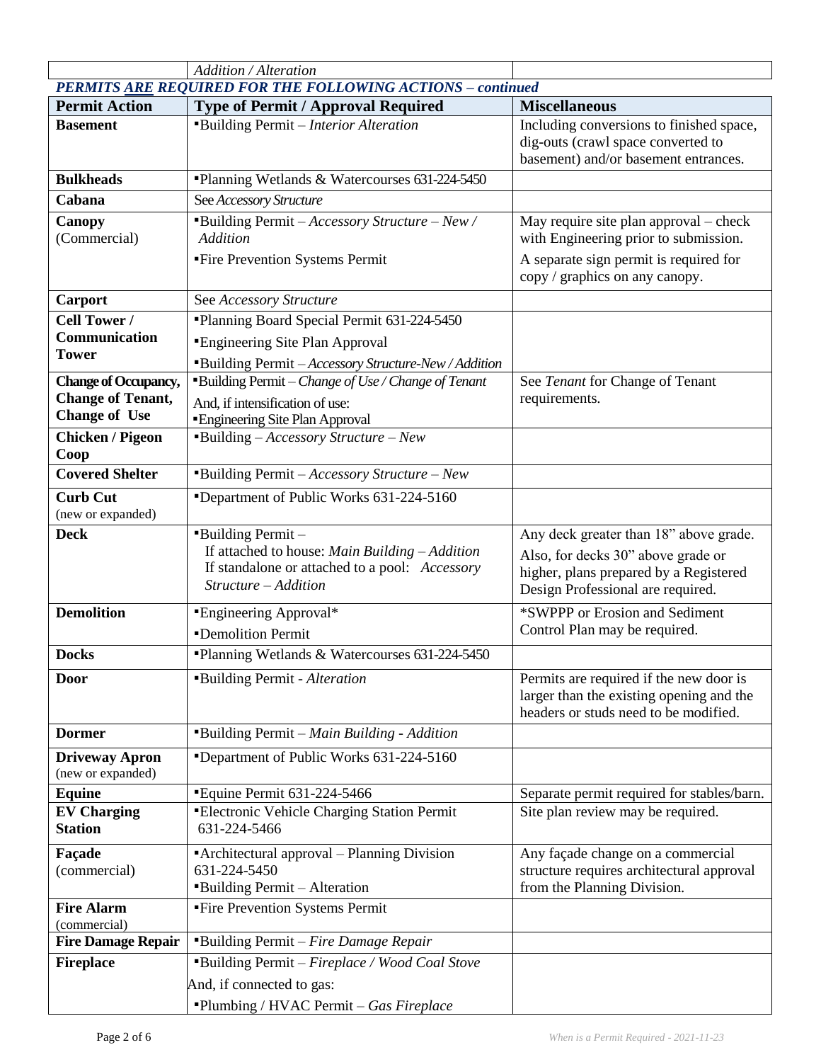| | *Addition / Alteration* | |
|---|---|---|

***PERMITS ARE REQUIRED FOR THE FOLLOWING ACTIONS – continued***

| Permit Action | Type of Permit / Approval Required | Miscellaneous |
|---|---|---|
| **Basement** | ▪Building Permit – *Interior Alteration* | Including conversions to finished space, dig-outs (crawl space converted to basement) and/or basement entrances. |
| **Bulkheads** | ▪Planning Wetlands & Watercourses 631-224-5450 | |
| **Cabana** | See *Accessory Structure* | |
| **Canopy** (Commercial) | ▪Building Permit – *Accessory Structure – New / Addition*<br>▪Fire Prevention Systems Permit | May require site plan approval – check with Engineering prior to submission.<br>A separate sign permit is required for copy / graphics on any canopy. |
| **Carport** | See *Accessory Structure* | |
| **Cell Tower / Communication Tower** | ▪Planning Board Special Permit 631-224-5450<br>▪Engineering Site Plan Approval<br>▪Building Permit – *Accessory Structure-New / Addition* | |
| **Change of Occupancy, Change of Tenant, Change of Use** | ▪Building Permit – *Change of Use / Change of Tenant*<br>And, if intensification of use:<br>▪Engineering Site Plan Approval | See *Tenant* for Change of Tenant requirements. |
| **Chicken / Pigeon Coop** | ▪Building – *Accessory Structure – New* | |
| **Covered Shelter** | ▪Building Permit – *Accessory Structure – New* | |
| **Curb Cut** (new or expanded) | ▪Department of Public Works 631-224-5160 | |
| **Deck** | ▪Building Permit –<br>If attached to house: *Main Building – Addition*<br>If standalone or attached to a pool: *Accessory Structure – Addition* | Any deck greater than 18" above grade.<br>Also, for decks 30" above grade or higher, plans prepared by a Registered Design Professional are required. |
| **Demolition** | ▪Engineering Approval*<br>▪Demolition Permit | *SWPPP or Erosion and Sediment Control Plan may be required. |
| **Docks** | ▪Planning Wetlands & Watercourses 631-224-5450 | |
| **Door** | ▪Building Permit - *Alteration* | Permits are required if the new door is larger than the existing opening and the headers or studs need to be modified. |
| **Dormer** | ▪Building Permit – *Main Building - Addition* | |
| **Driveway Apron** (new or expanded) | ▪Department of Public Works 631-224-5160 | |
| **Equine** | ▪Equine Permit 631-224-5466 | Separate permit required for stables/barn. |
| **EV Charging Station** | ▪Electronic Vehicle Charging Station Permit 631-224-5466 | Site plan review may be required. |
| **Façade** (commercial) | ▪Architectural approval – Planning Division 631-224-5450<br>▪Building Permit – Alteration | Any façade change on a commercial structure requires architectural approval from the Planning Division. |
| **Fire Alarm** (commercial) | ▪Fire Prevention Systems Permit | |
| **Fire Damage Repair** | ▪Building Permit – *Fire Damage Repair* | |
| **Fireplace** | ▪Building Permit – *Fireplace / Wood Coal Stove*<br>And, if connected to gas:<br>▪Plumbing / HVAC Permit – *Gas Fireplace* | |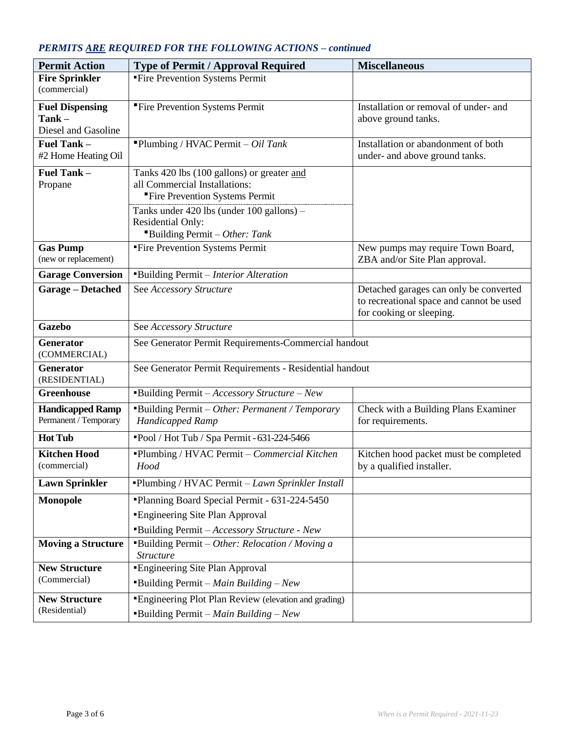### *PERMITS ARE REQUIRED FOR THE FOLLOWING ACTIONS – continued*

| Permit Action | Type of Permit / Approval Required | Miscellaneous |
|---|---|---|
| **Fire Sprinkler** (commercial) | ▪Fire Prevention Systems Permit | |
| **Fuel Dispensing Tank –** Diesel and Gasoline | ▪Fire Prevention Systems Permit | Installation or removal of under- and above ground tanks. |
| **Fuel Tank –** #2 Home Heating Oil | ▪Plumbing / HVAC Permit – *Oil Tank* | Installation or abandonment of both under- and above ground tanks. |
| **Fuel Tank –** Propane | Tanks 420 lbs (100 gallons) or greater and all Commercial Installations: ▪Fire Prevention Systems Permit<br>Tanks under 420 lbs (under 100 gallons) – Residential Only: ▪Building Permit – *Other: Tank* | |
| **Gas Pump** (new or replacement) | ▪Fire Prevention Systems Permit | New pumps may require Town Board, ZBA and/or Site Plan approval. |
| **Garage Conversion** | ▪Building Permit – *Interior Alteration* | |
| **Garage – Detached** | See *Accessory Structure* | Detached garages can only be converted to recreational space and cannot be used for cooking or sleeping. |
| **Gazebo** | See *Accessory Structure* | |
| **Generator** (COMMERCIAL) | See Generator Permit Requirements-Commercial handout | |
| **Generator** (RESIDENTIAL) | See Generator Permit Requirements - Residential handout | |
| **Greenhouse** | ▪Building Permit – *Accessory Structure – New* | |
| **Handicapped Ramp** Permanent / Temporary | ▪Building Permit – *Other: Permanent / Temporary Handicapped Ramp* | Check with a Building Plans Examiner for requirements. |
| **Hot Tub** | ▪Pool / Hot Tub / Spa Permit - 631-224-5466 | |
| **Kitchen Hood** (commercial) | ▪Plumbing / HVAC Permit – *Commercial Kitchen Hood* | Kitchen hood packet must be completed by a qualified installer. |
| **Lawn Sprinkler** | ▪Plumbing / HVAC Permit – *Lawn Sprinkler Install* | |
| **Monopole** | ▪Planning Board Special Permit - 631-224-5450<br>▪Engineering Site Plan Approval<br>▪Building Permit – *Accessory Structure - New* | |
| **Moving a Structure** | ▪Building Permit – *Other: Relocation / Moving a Structure* | |
| **New Structure** (Commercial) | ▪Engineering Site Plan Approval<br>▪Building Permit – *Main Building – New* | |
| **New Structure** (Residential) | ▪Engineering Plot Plan Review (elevation and grading)<br>▪Building Permit – *Main Building – New* | |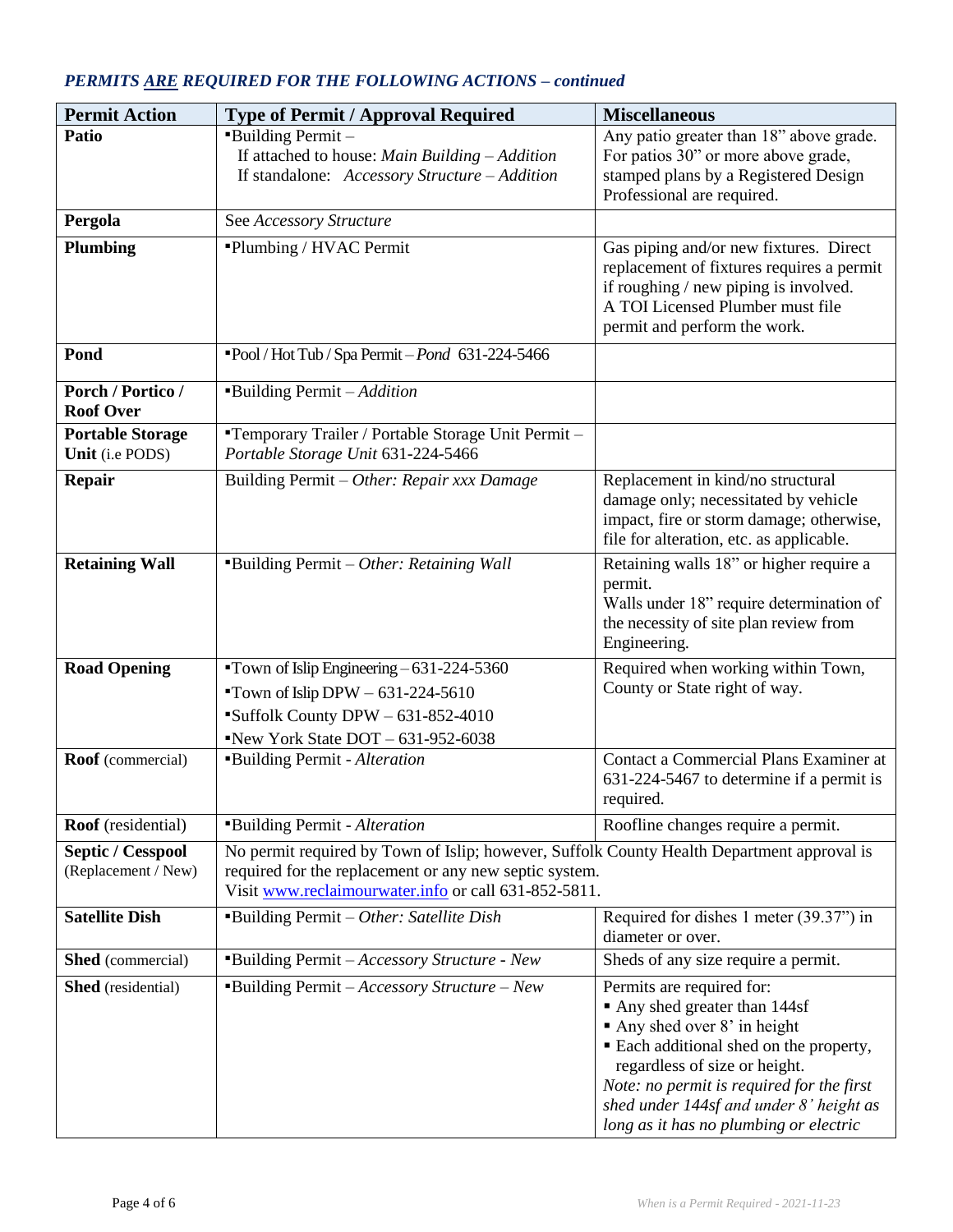### *PERMITS ARE REQUIRED FOR THE FOLLOWING ACTIONS – continued*

| Permit Action | Type of Permit / Approval Required | Miscellaneous |
|---|---|---|
| **Patio** | ▪Building Permit – If attached to house: *Main Building – Addition* If standalone: *Accessory Structure – Addition* | Any patio greater than 18" above grade. For patios 30" or more above grade, stamped plans by a Registered Design Professional are required. |
| **Pergola** | See *Accessory Structure* | |
| **Plumbing** | ▪Plumbing / HVAC Permit | Gas piping and/or new fixtures. Direct replacement of fixtures requires a permit if roughing / new piping is involved. A TOI Licensed Plumber must file permit and perform the work. |
| **Pond** | ▪Pool / Hot Tub / Spa Permit – *Pond* 631-224-5466 | |
| **Porch / Portico / Roof Over** | ▪Building Permit – *Addition* | |
| **Portable Storage Unit** (i.e PODS) | ▪Temporary Trailer / Portable Storage Unit Permit – *Portable Storage Unit* 631-224-5466 | |
| **Repair** | Building Permit – *Other: Repair xxx Damage* | Replacement in kind/no structural damage only; necessitated by vehicle impact, fire or storm damage; otherwise, file for alteration, etc. as applicable. |
| **Retaining Wall** | ▪Building Permit – *Other: Retaining Wall* | Retaining walls 18" or higher require a permit. Walls under 18" require determination of the necessity of site plan review from Engineering. |
| **Road Opening** | ▪Town of Islip Engineering – 631-224-5360 ▪Town of Islip DPW – 631-224-5610 ▪Suffolk County DPW – 631-852-4010 ▪New York State DOT – 631-952-6038 | Required when working within Town, County or State right of way. |
| **Roof** (commercial) | ▪Building Permit - *Alteration* | Contact a Commercial Plans Examiner at 631-224-5467 to determine if a permit is required. |
| **Roof** (residential) | ▪Building Permit - *Alteration* | Roofline changes require a permit. |
| **Septic / Cesspool** (Replacement / New) | No permit required by Town of Islip; however, Suffolk County Health Department approval is required for the replacement or any new septic system. Visit [www.reclaimourwater.info](http://www.reclaimourwater.info) or call 631-852-5811. | |
| **Satellite Dish** | ▪Building Permit – *Other: Satellite Dish* | Required for dishes 1 meter (39.37") in diameter or over. |
| **Shed** (commercial) | ▪Building Permit – *Accessory Structure - New* | Sheds of any size require a permit. |
| **Shed** (residential) | ▪Building Permit – *Accessory Structure – New* | Permits are required for: ▪ Any shed greater than 144sf ▪ Any shed over 8' in height ▪ Each additional shed on the property, regardless of size or height. *Note: no permit is required for the first shed under 144sf and under 8' height as long as it has no plumbing or electric* |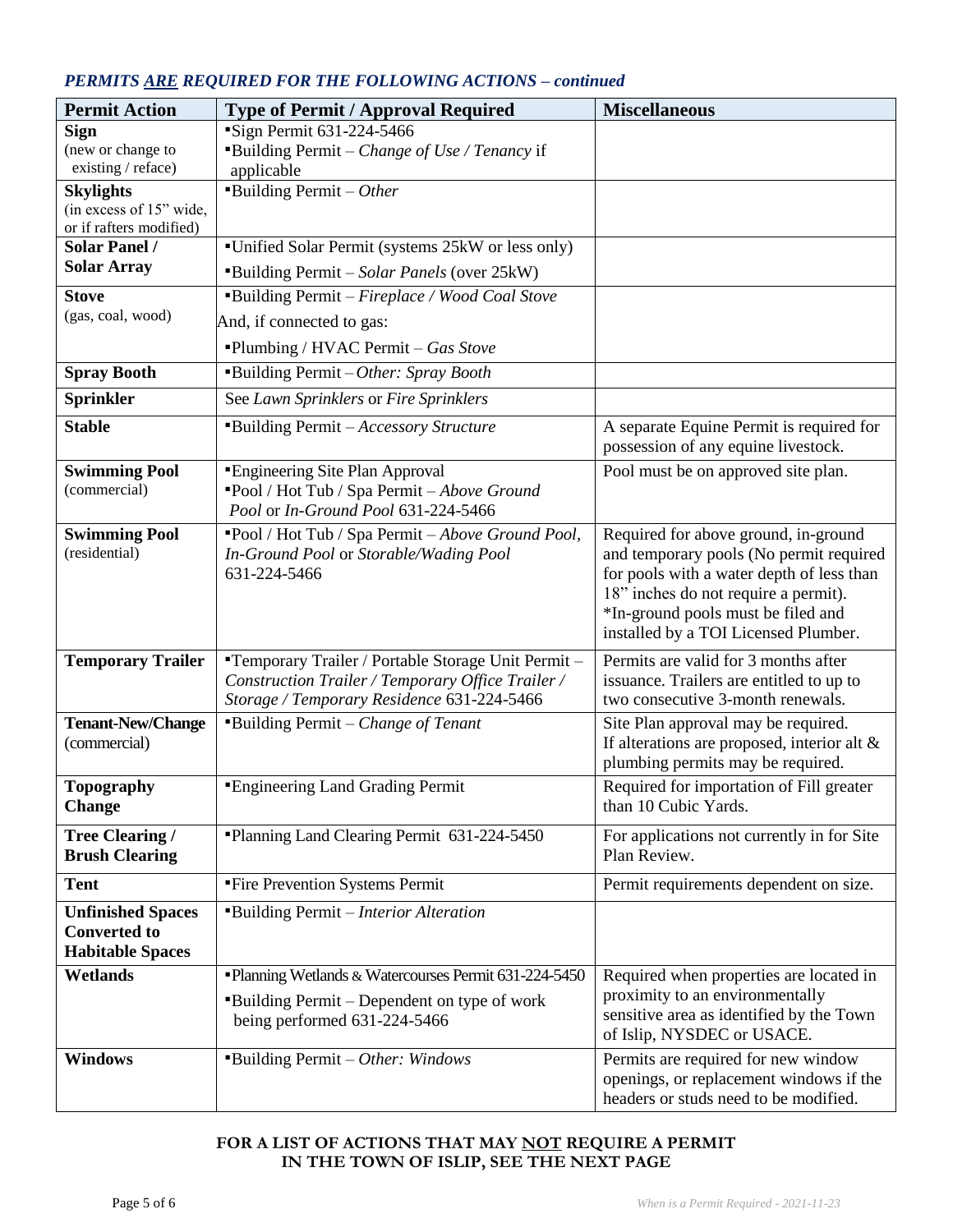### *PERMITS ARE REQUIRED FOR THE FOLLOWING ACTIONS – continued*

| Permit Action | Type of Permit / Approval Required | Miscellaneous |
|---|---|---|
| **Sign** (new or change to existing / reface) | ▪Sign Permit 631-224-5466<br>▪Building Permit – *Change of Use / Tenancy* if applicable | |
| **Skylights** (in excess of 15" wide, or if rafters modified) | ▪Building Permit – *Other* | |
| **Solar Panel / Solar Array** | ▪Unified Solar Permit (systems 25kW or less only)<br>▪Building Permit – *Solar Panels* (over 25kW) | |
| **Stove** (gas, coal, wood) | ▪Building Permit – *Fireplace / Wood Coal Stove*<br>And, if connected to gas:<br>▪Plumbing / HVAC Permit – *Gas Stove* | |
| **Spray Booth** | ▪Building Permit – *Other: Spray Booth* | |
| **Sprinkler** | See *Lawn Sprinklers* or *Fire Sprinklers* | |
| **Stable** | ▪Building Permit – *Accessory Structure* | A separate Equine Permit is required for possession of any equine livestock. |
| **Swimming Pool** (commercial) | ▪Engineering Site Plan Approval<br>▪Pool / Hot Tub / Spa Permit – *Above Ground Pool* or *In-Ground Pool* 631-224-5466 | Pool must be on approved site plan. |
| **Swimming Pool** (residential) | ▪Pool / Hot Tub / Spa Permit – *Above Ground Pool*, *In-Ground Pool* or *Storable/Wading Pool* 631-224-5466 | Required for above ground, in-ground and temporary pools (No permit required for pools with a water depth of less than 18" inches do not require a permit).<br>*In-ground pools must be filed and installed by a TOI Licensed Plumber. |
| **Temporary Trailer** | ▪Temporary Trailer / Portable Storage Unit Permit – *Construction Trailer / Temporary Office Trailer / Storage / Temporary Residence* 631-224-5466 | Permits are valid for 3 months after issuance. Trailers are entitled to up to two consecutive 3-month renewals. |
| **Tenant-New/Change** (commercial) | ▪Building Permit – *Change of Tenant* | Site Plan approval may be required. If alterations are proposed, interior alt & plumbing permits may be required. |
| **Topography Change** | ▪Engineering Land Grading Permit | Required for importation of Fill greater than 10 Cubic Yards. |
| **Tree Clearing / Brush Clearing** | ▪Planning Land Clearing Permit 631-224-5450 | For applications not currently in for Site Plan Review. |
| **Tent** | ▪Fire Prevention Systems Permit | Permit requirements dependent on size. |
| **Unfinished Spaces Converted to Habitable Spaces** | ▪Building Permit – *Interior Alteration* | |
| **Wetlands** | ▪Planning Wetlands & Watercourses Permit 631-224-5450<br>▪Building Permit – Dependent on type of work being performed 631-224-5466 | Required when properties are located in proximity to an environmentally sensitive area as identified by the Town of Islip, NYSDEC or USACE. |
| **Windows** | ▪Building Permit – *Other: Windows* | Permits are required for new window openings, or replacement windows if the headers or studs need to be modified. |

**FOR A LIST OF ACTIONS THAT MAY NOT REQUIRE A PERMIT IN THE TOWN OF ISLIP, SEE THE NEXT PAGE**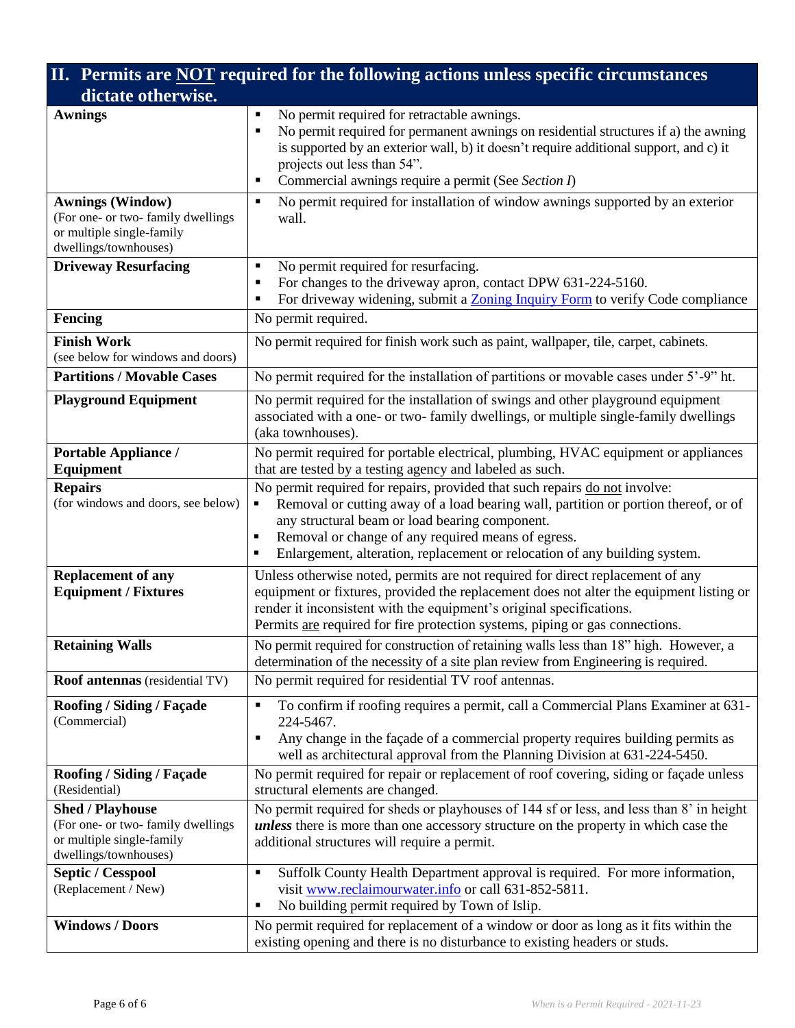## II. Permits are NOT required for the following actions unless specific circumstances dictate otherwise.

| | |
|---|---|
| **Awnings** | ▪ No permit required for retractable awnings.<br>▪ No permit required for permanent awnings on residential structures if a) the awning is supported by an exterior wall, b) it doesn't require additional support, and c) it projects out less than 54".<br>▪ Commercial awnings require a permit (See *Section I*) |
| **Awnings (Window)**<br>(For one- or two- family dwellings or multiple single-family dwellings/townhouses) | ▪ No permit required for installation of window awnings supported by an exterior wall. |
| **Driveway Resurfacing** | ▪ No permit required for resurfacing.<br>▪ For changes to the driveway apron, contact DPW 631-224-5160.<br>▪ For driveway widening, submit a Zoning Inquiry Form to verify Code compliance |
| **Fencing** | No permit required. |
| **Finish Work**<br>(see below for windows and doors) | No permit required for finish work such as paint, wallpaper, tile, carpet, cabinets. |
| **Partitions / Movable Cases** | No permit required for the installation of partitions or movable cases under 5'-9" ht. |
| **Playground Equipment** | No permit required for the installation of swings and other playground equipment associated with a one- or two- family dwellings, or multiple single-family dwellings (aka townhouses). |
| **Portable Appliance / Equipment** | No permit required for portable electrical, plumbing, HVAC equipment or appliances that are tested by a testing agency and labeled as such. |
| **Repairs**<br>(for windows and doors, see below) | No permit required for repairs, provided that such repairs do not involve:<br>▪ Removal or cutting away of a load bearing wall, partition or portion thereof, or of any structural beam or load bearing component.<br>▪ Removal or change of any required means of egress.<br>▪ Enlargement, alteration, replacement or relocation of any building system. |
| **Replacement of any Equipment / Fixtures** | Unless otherwise noted, permits are not required for direct replacement of any equipment or fixtures, provided the replacement does not alter the equipment listing or render it inconsistent with the equipment's original specifications.<br>Permits are required for fire protection systems, piping or gas connections. |
| **Retaining Walls** | No permit required for construction of retaining walls less than 18" high. However, a determination of the necessity of a site plan review from Engineering is required. |
| **Roof antennas** (residential TV) | No permit required for residential TV roof antennas. |
| **Roofing / Siding / Façade**<br>(Commercial) | ▪ To confirm if roofing requires a permit, call a Commercial Plans Examiner at 631-224-5467.<br>▪ Any change in the façade of a commercial property requires building permits as well as architectural approval from the Planning Division at 631-224-5450. |
| **Roofing / Siding / Façade**<br>(Residential) | No permit required for repair or replacement of roof covering, siding or façade unless structural elements are changed. |
| **Shed / Playhouse**<br>(For one- or two- family dwellings or multiple single-family dwellings/townhouses) | No permit required for sheds or playhouses of 144 sf or less, and less than 8' in height ***unless*** there is more than one accessory structure on the property in which case the additional structures will require a permit. |
| **Septic / Cesspool**<br>(Replacement / New) | ▪ Suffolk County Health Department approval is required. For more information, visit www.reclaimourwater.info or call 631-852-5811.<br>▪ No building permit required by Town of Islip. |
| **Windows / Doors** | No permit required for replacement of a window or door as long as it fits within the existing opening and there is no disturbance to existing headers or studs. |